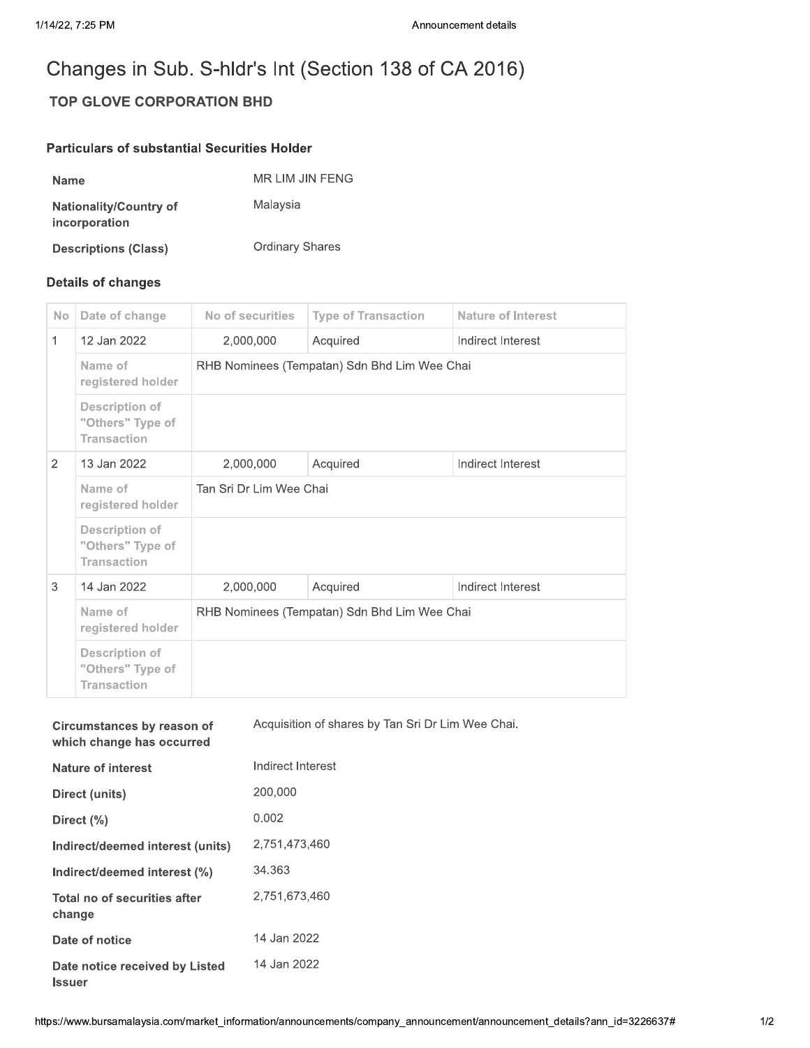# Changes in Sub. S-hldr's Int (Section 138 of CA 2016)

## TOP GLOVE CORPORATION BHD

### Particulars of substantial Securities Holder

| | |
|---|---|
| **Name** | MR LIM JIN FENG |
| **Nationality/Country of incorporation** | Malaysia |
| **Descriptions (Class)** | Ordinary Shares |

### Details of changes

| No | Date of change | No of securities | Type of Transaction | Nature of Interest |
|---|---|---|---|---|
| 1 | 12 Jan 2022 | 2,000,000 | Acquired | Indirect Interest |
| | Name of registered holder | RHB Nominees (Tempatan) Sdn Bhd Lim Wee Chai | | |
| | Description of "Others" Type of Transaction | | | |
| 2 | 13 Jan 2022 | 2,000,000 | Acquired | Indirect Interest |
| | Name of registered holder | Tan Sri Dr Lim Wee Chai | | |
| | Description of "Others" Type of Transaction | | | |
| 3 | 14 Jan 2022 | 2,000,000 | Acquired | Indirect Interest |
| | Name of registered holder | RHB Nominees (Tempatan) Sdn Bhd Lim Wee Chai | | |
| | Description of "Others" Type of Transaction | | | |

| | |
|---|---|
| **Circumstances by reason of which change has occurred** | Acquisition of shares by Tan Sri Dr Lim Wee Chai. |
| **Nature of interest** | Indirect Interest |
| **Direct (units)** | 200,000 |
| **Direct (%)** | 0.002 |
| **Indirect/deemed interest (units)** | 2,751,473,460 |
| **Indirect/deemed interest (%)** | 34.363 |
| **Total no of securities after change** | 2,751,673,460 |
| **Date of notice** | 14 Jan 2022 |
| **Date notice received by Listed Issuer** | 14 Jan 2022 |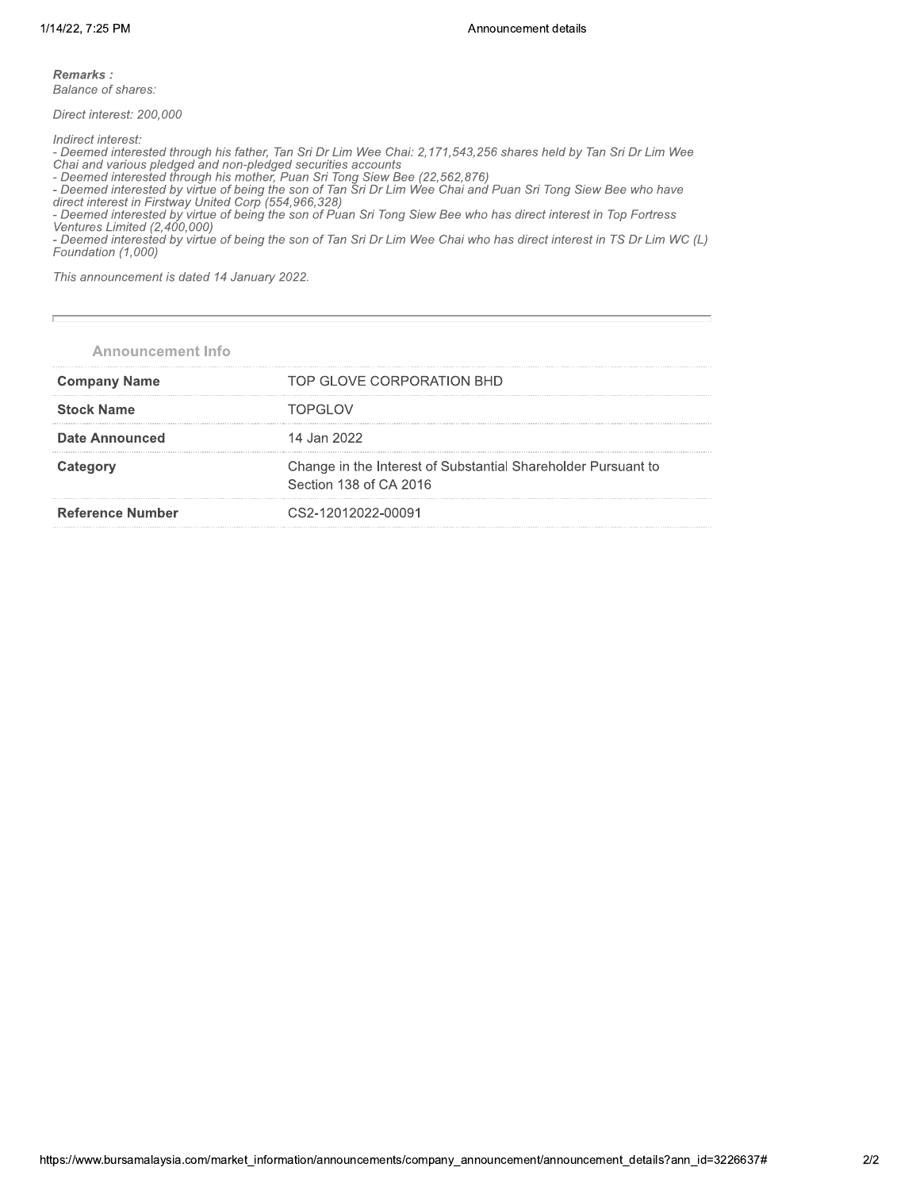*Remarks :*
*Balance of shares:*

*Direct interest: 200,000*

*Indirect interest:*
*- Deemed interested through his father, Tan Sri Dr Lim Wee Chai: 2,171,543,256 shares held by Tan Sri Dr Lim Wee Chai and various pledged and non-pledged securities accounts*
*- Deemed interested through his mother, Puan Sri Tong Siew Bee (22,562,876)*
*- Deemed interested by virtue of being the son of Tan Sri Dr Lim Wee Chai and Puan Sri Tong Siew Bee who have direct interest in Firstway United Corp (554,966,328)*
*- Deemed interested by virtue of being the son of Puan Sri Tong Siew Bee who has direct interest in Top Fortress Ventures Limited (2,400,000)*
*- Deemed interested by virtue of being the son of Tan Sri Dr Lim Wee Chai who has direct interest in TS Dr Lim WC (L) Foundation (1,000)*

*This announcement is dated 14 January 2022.*

---

### Announcement Info

| | |
|---|---|
| **Company Name** | TOP GLOVE CORPORATION BHD |
| **Stock Name** | TOPGLOV |
| **Date Announced** | 14 Jan 2022 |
| **Category** | Change in the Interest of Substantial Shareholder Pursuant to Section 138 of CA 2016 |
| **Reference Number** | CS2-12012022-00091 |